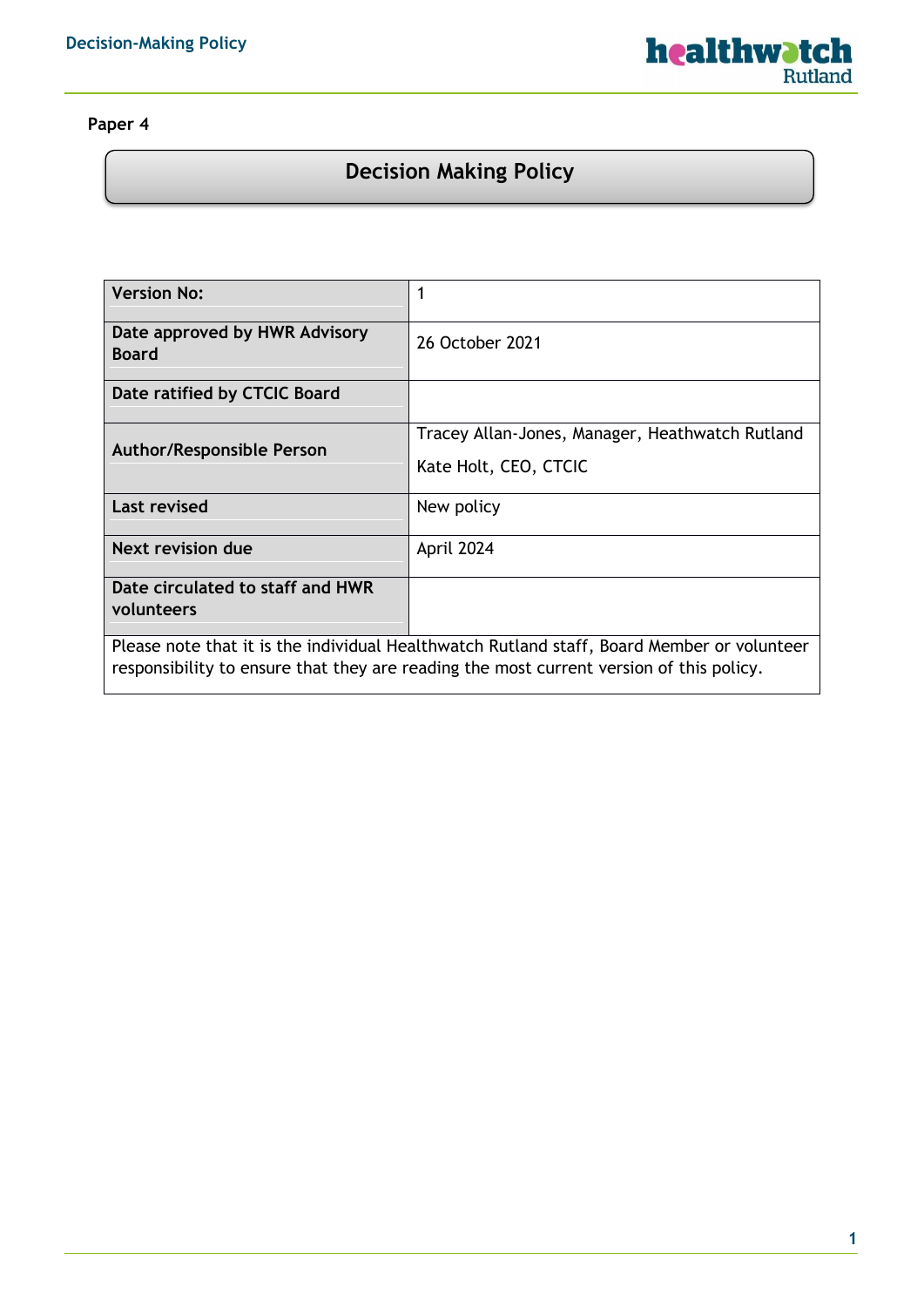**Paper 4**

# Decision Making Policy

| | |
|---|---|
| **Version No:** | 1 |
| **Date approved by HWR Advisory Board** | 26 October 2021 |
| **Date ratified by CTCIC Board** | |
| **Author/Responsible Person** | Tracey Allan-Jones, Manager, Heathwatch Rutland<br>Kate Holt, CEO, CTCIC |
| **Last revised** | New policy |
| **Next revision due** | April 2024 |
| **Date circulated to staff and HWR volunteers** | |
| Please note that it is the individual Healthwatch Rutland staff, Board Member or volunteer responsibility to ensure that they are reading the most current version of this policy. | |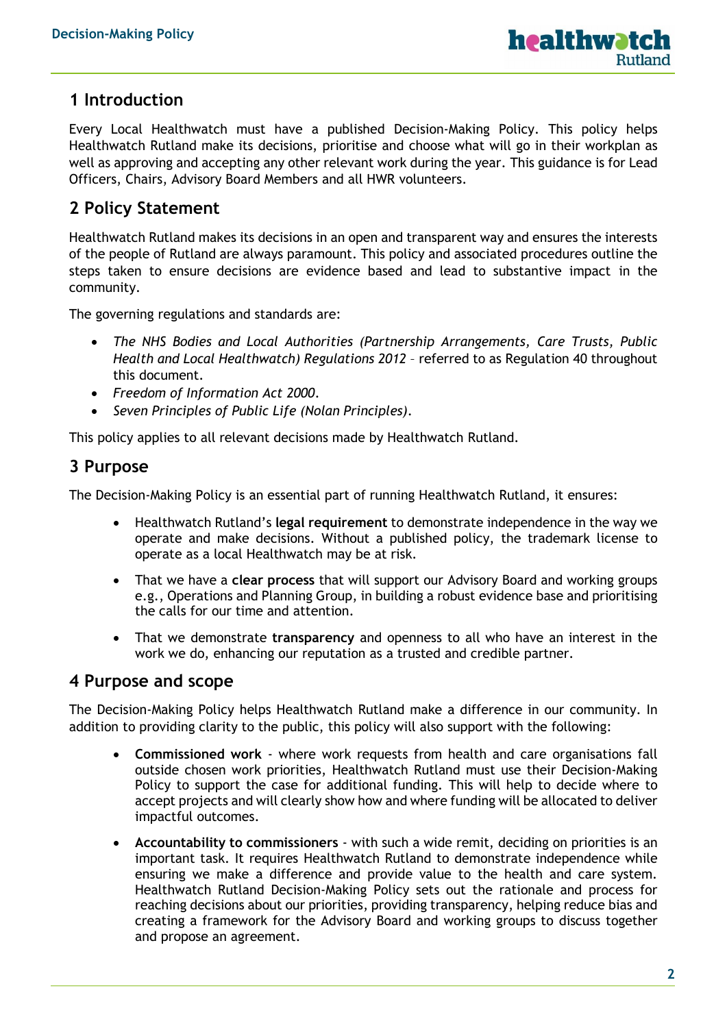## 1 Introduction

Every Local Healthwatch must have a published Decision-Making Policy. This policy helps Healthwatch Rutland make its decisions, prioritise and choose what will go in their workplan as well as approving and accepting any other relevant work during the year. This guidance is for Lead Officers, Chairs, Advisory Board Members and all HWR volunteers.

## 2 Policy Statement

Healthwatch Rutland makes its decisions in an open and transparent way and ensures the interests of the people of Rutland are always paramount. This policy and associated procedures outline the steps taken to ensure decisions are evidence based and lead to substantive impact in the community.

The governing regulations and standards are:

- *The NHS Bodies and Local Authorities (Partnership Arrangements, Care Trusts, Public Health and Local Healthwatch) Regulations 2012* – referred to as Regulation 40 throughout this document.
- *Freedom of Information Act 2000*.
- *Seven Principles of Public Life (Nolan Principles)*.

This policy applies to all relevant decisions made by Healthwatch Rutland.

## 3 Purpose

The Decision-Making Policy is an essential part of running Healthwatch Rutland, it ensures:

- Healthwatch Rutland's **legal requirement** to demonstrate independence in the way we operate and make decisions. Without a published policy, the trademark license to operate as a local Healthwatch may be at risk.
- That we have a **clear process** that will support our Advisory Board and working groups e.g., Operations and Planning Group, in building a robust evidence base and prioritising the calls for our time and attention.
- That we demonstrate **transparency** and openness to all who have an interest in the work we do, enhancing our reputation as a trusted and credible partner.

## 4 Purpose and scope

The Decision-Making Policy helps Healthwatch Rutland make a difference in our community. In addition to providing clarity to the public, this policy will also support with the following:

- **Commissioned work** - where work requests from health and care organisations fall outside chosen work priorities, Healthwatch Rutland must use their Decision-Making Policy to support the case for additional funding. This will help to decide where to accept projects and will clearly show how and where funding will be allocated to deliver impactful outcomes.
- **Accountability to commissioners** - with such a wide remit, deciding on priorities is an important task. It requires Healthwatch Rutland to demonstrate independence while ensuring we make a difference and provide value to the health and care system. Healthwatch Rutland Decision-Making Policy sets out the rationale and process for reaching decisions about our priorities, providing transparency, helping reduce bias and creating a framework for the Advisory Board and working groups to discuss together and propose an agreement.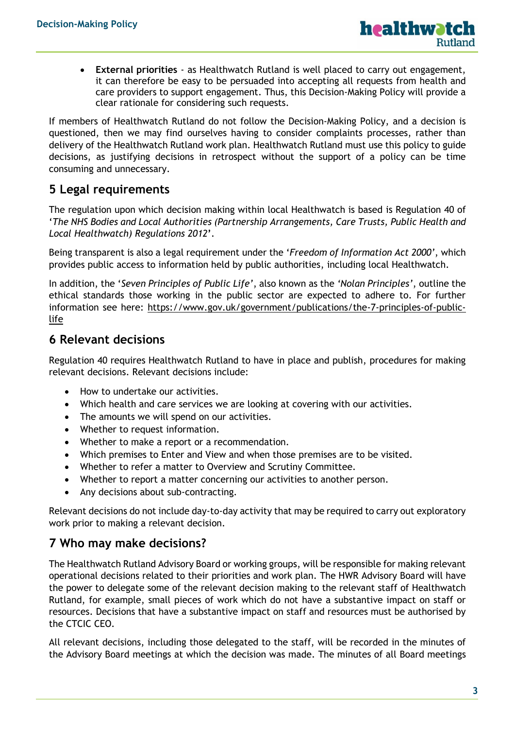- **External priorities** - as Healthwatch Rutland is well placed to carry out engagement, it can therefore be easy to be persuaded into accepting all requests from health and care providers to support engagement. Thus, this Decision-Making Policy will provide a clear rationale for considering such requests.

If members of Healthwatch Rutland do not follow the Decision-Making Policy, and a decision is questioned, then we may find ourselves having to consider complaints processes, rather than delivery of the Healthwatch Rutland work plan. Healthwatch Rutland must use this policy to guide decisions, as justifying decisions in retrospect without the support of a policy can be time consuming and unnecessary.

## 5 Legal requirements

The regulation upon which decision making within local Healthwatch is based is Regulation 40 of '*The NHS Bodies and Local Authorities (Partnership Arrangements, Care Trusts, Public Health and Local Healthwatch) Regulations 2012*'.

Being transparent is also a legal requirement under the '*Freedom of Information Act 2000*', which provides public access to information held by public authorities, including local Healthwatch.

In addition, the '*Seven Principles of Public Life*', also known as the *'Nolan Principles'*, outline the ethical standards those working in the public sector are expected to adhere to. For further information see here: https://www.gov.uk/government/publications/the-7-principles-of-public-life

## 6 Relevant decisions

Regulation 40 requires Healthwatch Rutland to have in place and publish, procedures for making relevant decisions. Relevant decisions include:

- How to undertake our activities.
- Which health and care services we are looking at covering with our activities.
- The amounts we will spend on our activities.
- Whether to request information.
- Whether to make a report or a recommendation.
- Which premises to Enter and View and when those premises are to be visited.
- Whether to refer a matter to Overview and Scrutiny Committee.
- Whether to report a matter concerning our activities to another person.
- Any decisions about sub-contracting.

Relevant decisions do not include day-to-day activity that may be required to carry out exploratory work prior to making a relevant decision.

## 7 Who may make decisions?

The Healthwatch Rutland Advisory Board or working groups, will be responsible for making relevant operational decisions related to their priorities and work plan. The HWR Advisory Board will have the power to delegate some of the relevant decision making to the relevant staff of Healthwatch Rutland, for example, small pieces of work which do not have a substantive impact on staff or resources. Decisions that have a substantive impact on staff and resources must be authorised by the CTCIC CEO.

All relevant decisions, including those delegated to the staff, will be recorded in the minutes of the Advisory Board meetings at which the decision was made. The minutes of all Board meetings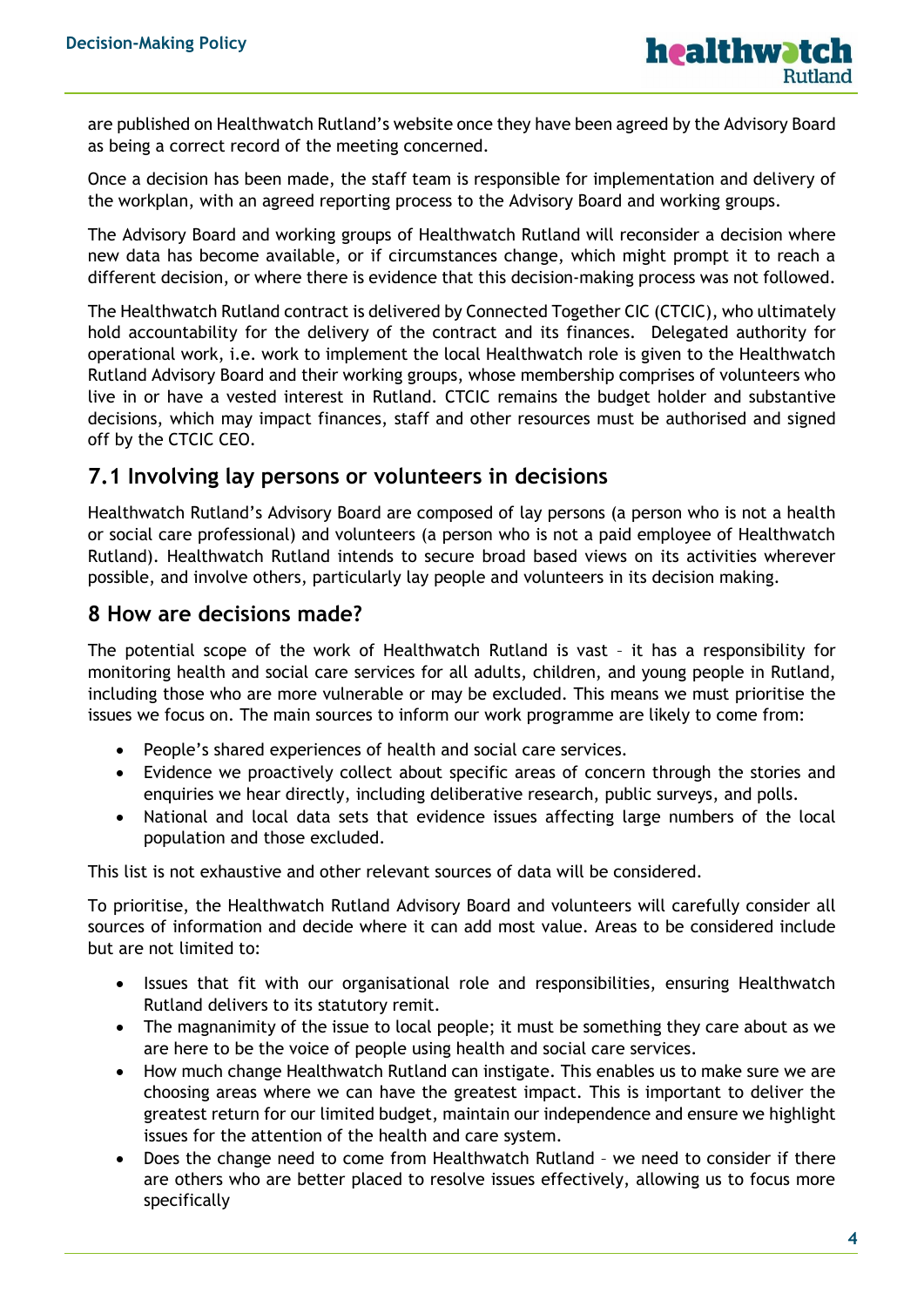are published on Healthwatch Rutland's website once they have been agreed by the Advisory Board as being a correct record of the meeting concerned.

Once a decision has been made, the staff team is responsible for implementation and delivery of the workplan, with an agreed reporting process to the Advisory Board and working groups.

The Advisory Board and working groups of Healthwatch Rutland will reconsider a decision where new data has become available, or if circumstances change, which might prompt it to reach a different decision, or where there is evidence that this decision-making process was not followed.

The Healthwatch Rutland contract is delivered by Connected Together CIC (CTCIC), who ultimately hold accountability for the delivery of the contract and its finances. Delegated authority for operational work, i.e. work to implement the local Healthwatch role is given to the Healthwatch Rutland Advisory Board and their working groups, whose membership comprises of volunteers who live in or have a vested interest in Rutland. CTCIC remains the budget holder and substantive decisions, which may impact finances, staff and other resources must be authorised and signed off by the CTCIC CEO.

## 7.1 Involving lay persons or volunteers in decisions

Healthwatch Rutland's Advisory Board are composed of lay persons (a person who is not a health or social care professional) and volunteers (a person who is not a paid employee of Healthwatch Rutland). Healthwatch Rutland intends to secure broad based views on its activities wherever possible, and involve others, particularly lay people and volunteers in its decision making.

## 8 How are decisions made?

The potential scope of the work of Healthwatch Rutland is vast – it has a responsibility for monitoring health and social care services for all adults, children, and young people in Rutland, including those who are more vulnerable or may be excluded. This means we must prioritise the issues we focus on. The main sources to inform our work programme are likely to come from:

- People's shared experiences of health and social care services.
- Evidence we proactively collect about specific areas of concern through the stories and enquiries we hear directly, including deliberative research, public surveys, and polls.
- National and local data sets that evidence issues affecting large numbers of the local population and those excluded.

This list is not exhaustive and other relevant sources of data will be considered.

To prioritise, the Healthwatch Rutland Advisory Board and volunteers will carefully consider all sources of information and decide where it can add most value. Areas to be considered include but are not limited to:

- Issues that fit with our organisational role and responsibilities, ensuring Healthwatch Rutland delivers to its statutory remit.
- The magnanimity of the issue to local people; it must be something they care about as we are here to be the voice of people using health and social care services.
- How much change Healthwatch Rutland can instigate. This enables us to make sure we are choosing areas where we can have the greatest impact. This is important to deliver the greatest return for our limited budget, maintain our independence and ensure we highlight issues for the attention of the health and care system.
- Does the change need to come from Healthwatch Rutland – we need to consider if there are others who are better placed to resolve issues effectively, allowing us to focus more specifically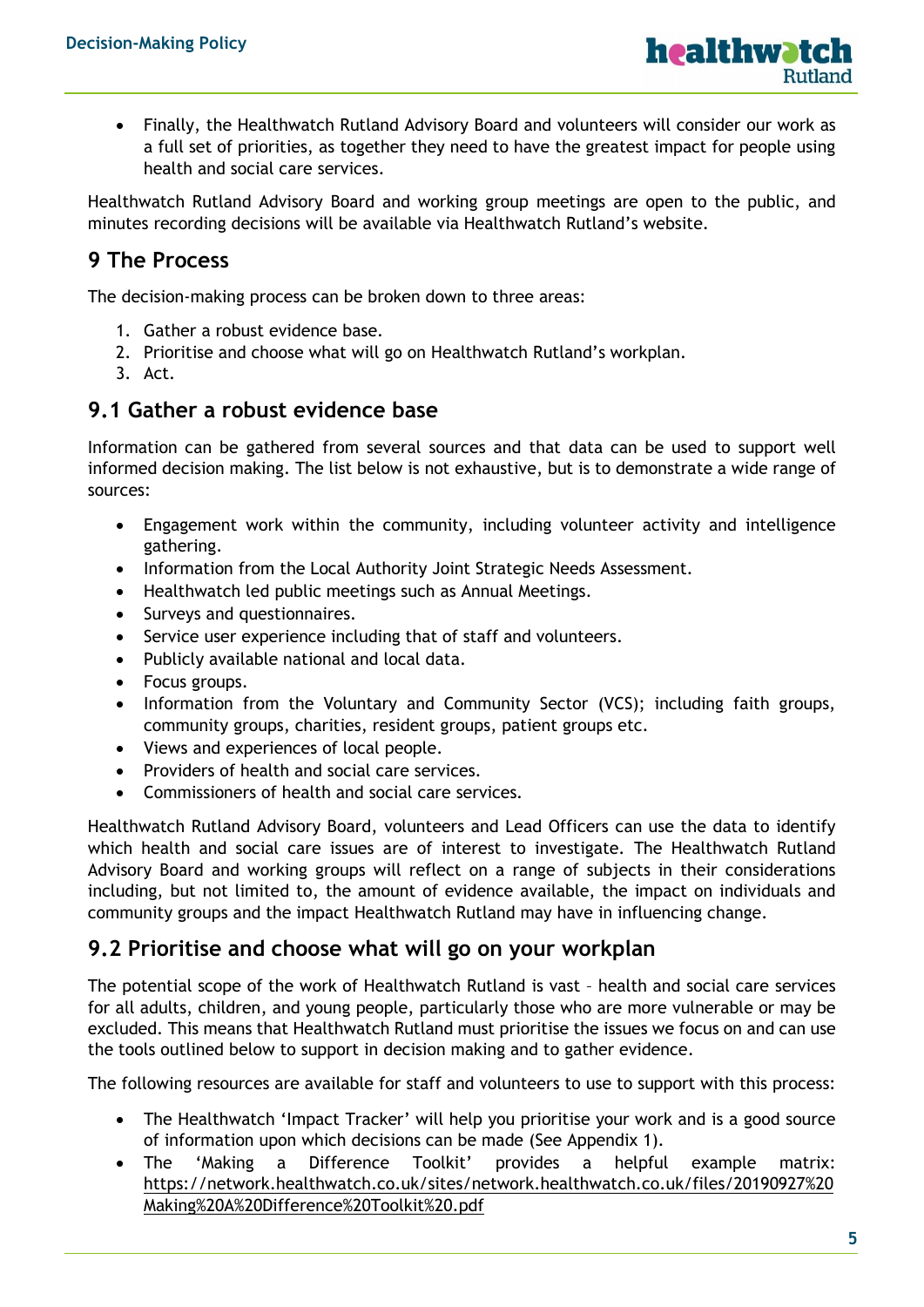- Finally, the Healthwatch Rutland Advisory Board and volunteers will consider our work as a full set of priorities, as together they need to have the greatest impact for people using health and social care services.

Healthwatch Rutland Advisory Board and working group meetings are open to the public, and minutes recording decisions will be available via Healthwatch Rutland's website.

## 9 The Process

The decision-making process can be broken down to three areas:

1. Gather a robust evidence base.
2. Prioritise and choose what will go on Healthwatch Rutland's workplan.
3. Act.

### 9.1 Gather a robust evidence base

Information can be gathered from several sources and that data can be used to support well informed decision making. The list below is not exhaustive, but is to demonstrate a wide range of sources:

- Engagement work within the community, including volunteer activity and intelligence gathering.
- Information from the Local Authority Joint Strategic Needs Assessment.
- Healthwatch led public meetings such as Annual Meetings.
- Surveys and questionnaires.
- Service user experience including that of staff and volunteers.
- Publicly available national and local data.
- Focus groups.
- Information from the Voluntary and Community Sector (VCS); including faith groups, community groups, charities, resident groups, patient groups etc.
- Views and experiences of local people.
- Providers of health and social care services.
- Commissioners of health and social care services.

Healthwatch Rutland Advisory Board, volunteers and Lead Officers can use the data to identify which health and social care issues are of interest to investigate. The Healthwatch Rutland Advisory Board and working groups will reflect on a range of subjects in their considerations including, but not limited to, the amount of evidence available, the impact on individuals and community groups and the impact Healthwatch Rutland may have in influencing change.

### 9.2 Prioritise and choose what will go on your workplan

The potential scope of the work of Healthwatch Rutland is vast – health and social care services for all adults, children, and young people, particularly those who are more vulnerable or may be excluded. This means that Healthwatch Rutland must prioritise the issues we focus on and can use the tools outlined below to support in decision making and to gather evidence.

The following resources are available for staff and volunteers to use to support with this process:

- The Healthwatch 'Impact Tracker' will help you prioritise your work and is a good source of information upon which decisions can be made (See Appendix 1).
- The 'Making a Difference Toolkit' provides a helpful example matrix: https://network.healthwatch.co.uk/sites/network.healthwatch.co.uk/files/20190927%20Making%20A%20Difference%20Toolkit%20.pdf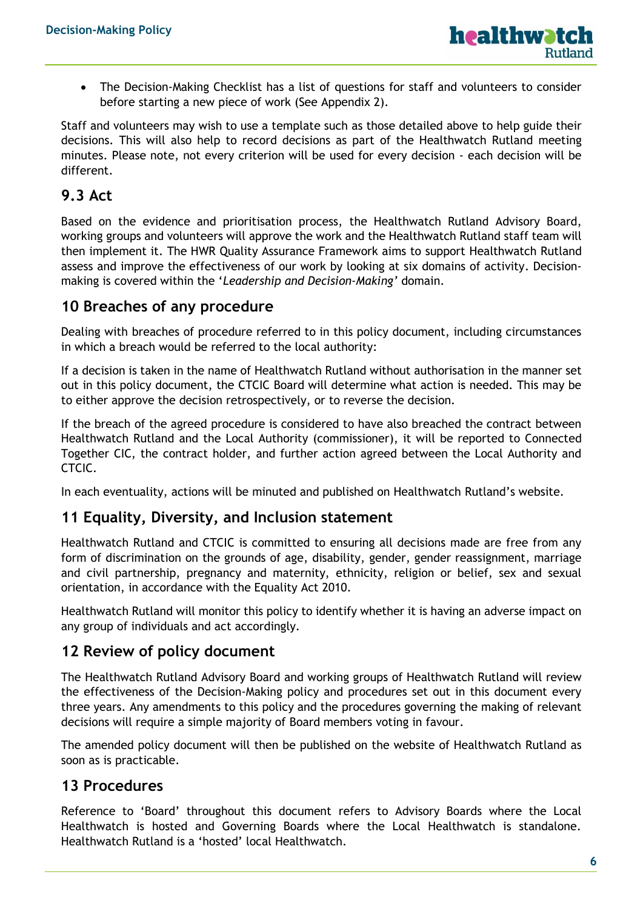- The Decision-Making Checklist has a list of questions for staff and volunteers to consider before starting a new piece of work (See Appendix 2).

Staff and volunteers may wish to use a template such as those detailed above to help guide their decisions. This will also help to record decisions as part of the Healthwatch Rutland meeting minutes. Please note, not every criterion will be used for every decision - each decision will be different.

## 9.3 Act

Based on the evidence and prioritisation process, the Healthwatch Rutland Advisory Board, working groups and volunteers will approve the work and the Healthwatch Rutland staff team will then implement it. The HWR Quality Assurance Framework aims to support Healthwatch Rutland assess and improve the effectiveness of our work by looking at six domains of activity. Decision-making is covered within the '*Leadership and Decision-Making'* domain.

## 10 Breaches of any procedure

Dealing with breaches of procedure referred to in this policy document, including circumstances in which a breach would be referred to the local authority:

If a decision is taken in the name of Healthwatch Rutland without authorisation in the manner set out in this policy document, the CTCIC Board will determine what action is needed. This may be to either approve the decision retrospectively, or to reverse the decision.

If the breach of the agreed procedure is considered to have also breached the contract between Healthwatch Rutland and the Local Authority (commissioner), it will be reported to Connected Together CIC, the contract holder, and further action agreed between the Local Authority and CTCIC.

In each eventuality, actions will be minuted and published on Healthwatch Rutland's website.

## 11 Equality, Diversity, and Inclusion statement

Healthwatch Rutland and CTCIC is committed to ensuring all decisions made are free from any form of discrimination on the grounds of age, disability, gender, gender reassignment, marriage and civil partnership, pregnancy and maternity, ethnicity, religion or belief, sex and sexual orientation, in accordance with the Equality Act 2010.

Healthwatch Rutland will monitor this policy to identify whether it is having an adverse impact on any group of individuals and act accordingly.

## 12 Review of policy document

The Healthwatch Rutland Advisory Board and working groups of Healthwatch Rutland will review the effectiveness of the Decision-Making policy and procedures set out in this document every three years. Any amendments to this policy and the procedures governing the making of relevant decisions will require a simple majority of Board members voting in favour.

The amended policy document will then be published on the website of Healthwatch Rutland as soon as is practicable.

## 13 Procedures

Reference to 'Board' throughout this document refers to Advisory Boards where the Local Healthwatch is hosted and Governing Boards where the Local Healthwatch is standalone. Healthwatch Rutland is a 'hosted' local Healthwatch.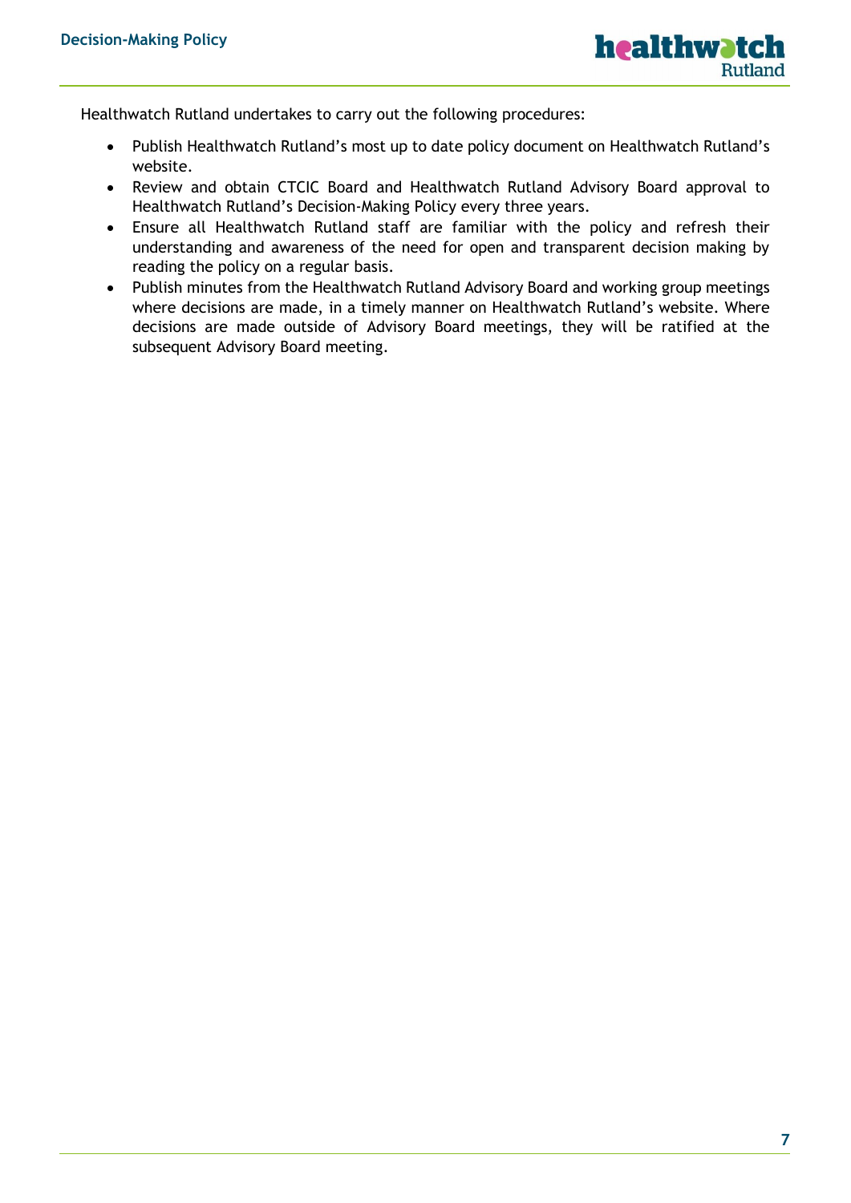Healthwatch Rutland undertakes to carry out the following procedures:

- Publish Healthwatch Rutland's most up to date policy document on Healthwatch Rutland's website.
- Review and obtain CTCIC Board and Healthwatch Rutland Advisory Board approval to Healthwatch Rutland's Decision-Making Policy every three years.
- Ensure all Healthwatch Rutland staff are familiar with the policy and refresh their understanding and awareness of the need for open and transparent decision making by reading the policy on a regular basis.
- Publish minutes from the Healthwatch Rutland Advisory Board and working group meetings where decisions are made, in a timely manner on Healthwatch Rutland's website. Where decisions are made outside of Advisory Board meetings, they will be ratified at the subsequent Advisory Board meeting.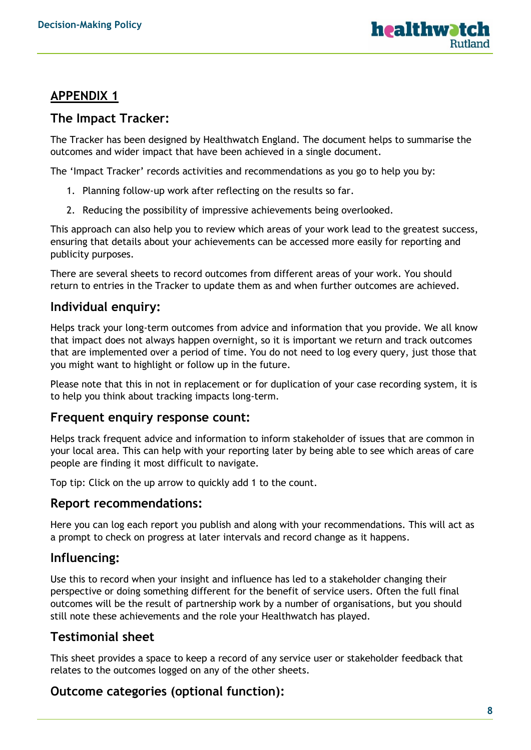## APPENDIX 1

### The Impact Tracker:

The Tracker has been designed by Healthwatch England. The document helps to summarise the outcomes and wider impact that have been achieved in a single document.

The 'Impact Tracker' records activities and recommendations as you go to help you by:

1. Planning follow-up work after reflecting on the results so far.
2. Reducing the possibility of impressive achievements being overlooked.

This approach can also help you to review which areas of your work lead to the greatest success, ensuring that details about your achievements can be accessed more easily for reporting and publicity purposes.

There are several sheets to record outcomes from different areas of your work. You should return to entries in the Tracker to update them as and when further outcomes are achieved.

### Individual enquiry:

Helps track your long-term outcomes from advice and information that you provide. We all know that impact does not always happen overnight, so it is important we return and track outcomes that are implemented over a period of time. You do not need to log every query, just those that you might want to highlight or follow up in the future.

Please note that this in not in replacement or for duplication of your case recording system, it is to help you think about tracking impacts long-term.

### Frequent enquiry response count:

Helps track frequent advice and information to inform stakeholder of issues that are common in your local area. This can help with your reporting later by being able to see which areas of care people are finding it most difficult to navigate.

Top tip: Click on the up arrow to quickly add 1 to the count.

### Report recommendations:

Here you can log each report you publish and along with your recommendations. This will act as a prompt to check on progress at later intervals and record change as it happens.

### Influencing:

Use this to record when your insight and influence has led to a stakeholder changing their perspective or doing something different for the benefit of service users. Often the full final outcomes will be the result of partnership work by a number of organisations, but you should still note these achievements and the role your Healthwatch has played.

### Testimonial sheet

This sheet provides a space to keep a record of any service user or stakeholder feedback that relates to the outcomes logged on any of the other sheets.

### Outcome categories (optional function):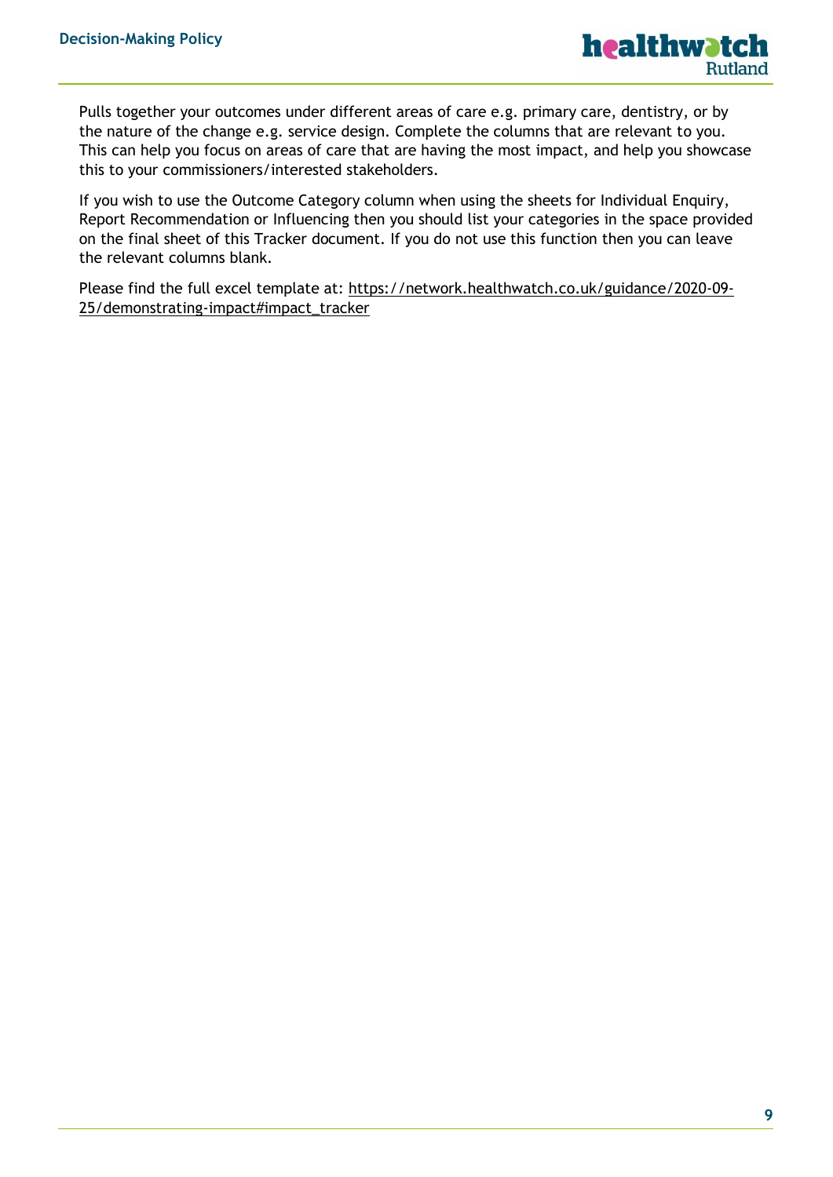Pulls together your outcomes under different areas of care e.g. primary care, dentistry, or by the nature of the change e.g. service design. Complete the columns that are relevant to you. This can help you focus on areas of care that are having the most impact, and help you showcase this to your commissioners/interested stakeholders.

If you wish to use the Outcome Category column when using the sheets for Individual Enquiry, Report Recommendation or Influencing then you should list your categories in the space provided on the final sheet of this Tracker document. If you do not use this function then you can leave the relevant columns blank.

Please find the full excel template at: [https://network.healthwatch.co.uk/guidance/2020-09-25/demonstrating-impact#impact_tracker](https://network.healthwatch.co.uk/guidance/2020-09-25/demonstrating-impact#impact_tracker)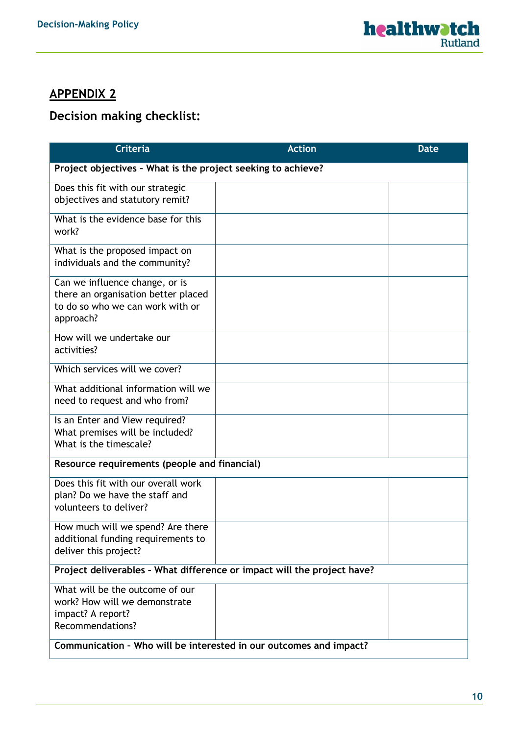## APPENDIX 2

### Decision making checklist:

| Criteria | Action | Date |
|---|---|---|
| **Project objectives – What is the project seeking to achieve?** | | |
| Does this fit with our strategic objectives and statutory remit? | | |
| What is the evidence base for this work? | | |
| What is the proposed impact on individuals and the community? | | |
| Can we influence change, or is there an organisation better placed to do so who we can work with or approach? | | |
| How will we undertake our activities? | | |
| Which services will we cover? | | |
| What additional information will we need to request and who from? | | |
| Is an Enter and View required? What premises will be included? What is the timescale? | | |
| **Resource requirements (people and financial)** | | |
| Does this fit with our overall work plan? Do we have the staff and volunteers to deliver? | | |
| How much will we spend? Are there additional funding requirements to deliver this project? | | |
| **Project deliverables – What difference or impact will the project have?** | | |
| What will be the outcome of our work? How will we demonstrate impact? A report? Recommendations? | | |
| **Communication – Who will be interested in our outcomes and impact?** | | |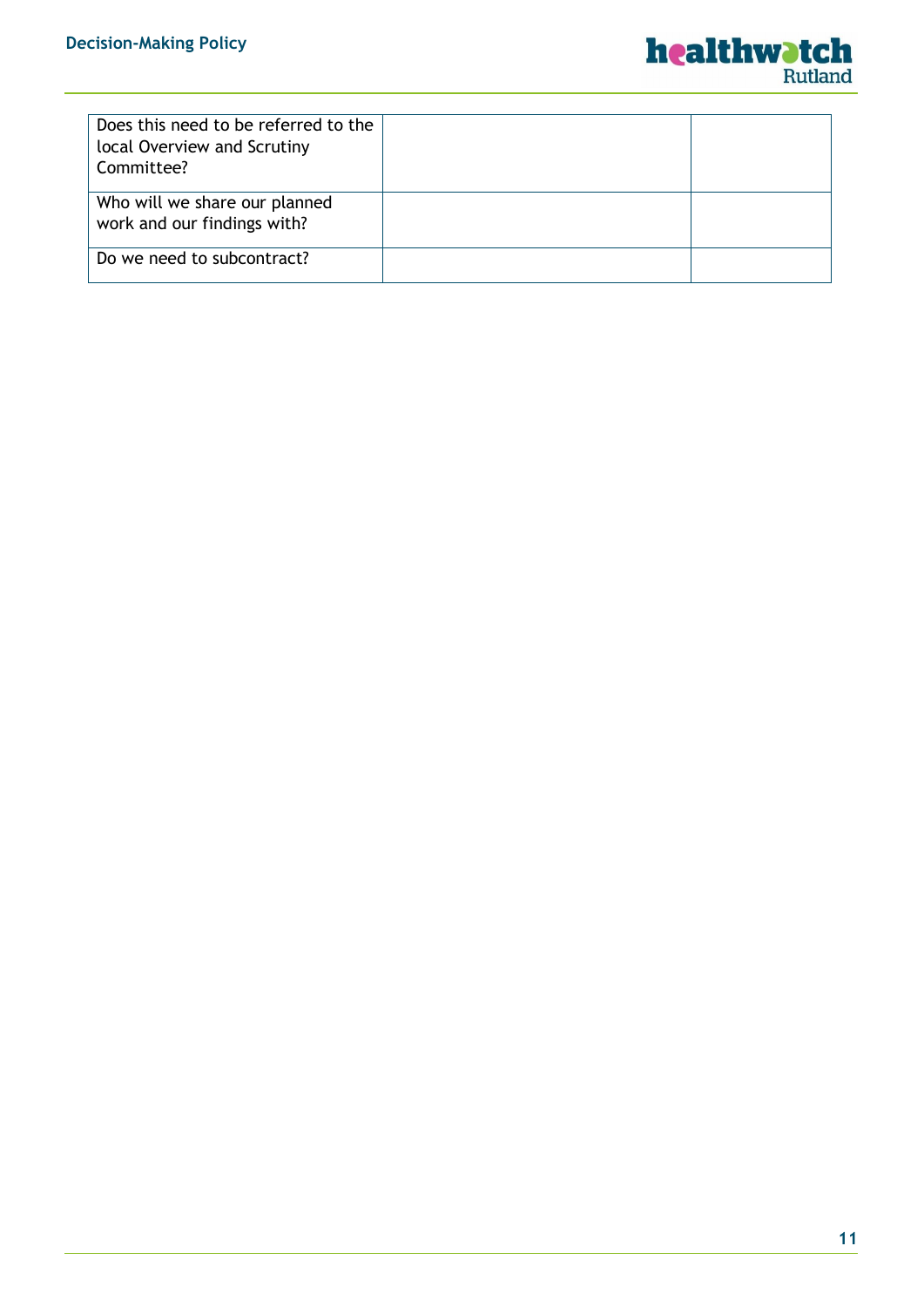| | | |
|---|---|---|
| Does this need to be referred to the local Overview and Scrutiny Committee? | | |
| Who will we share our planned work and our findings with? | | |
| Do we need to subcontract? | | |